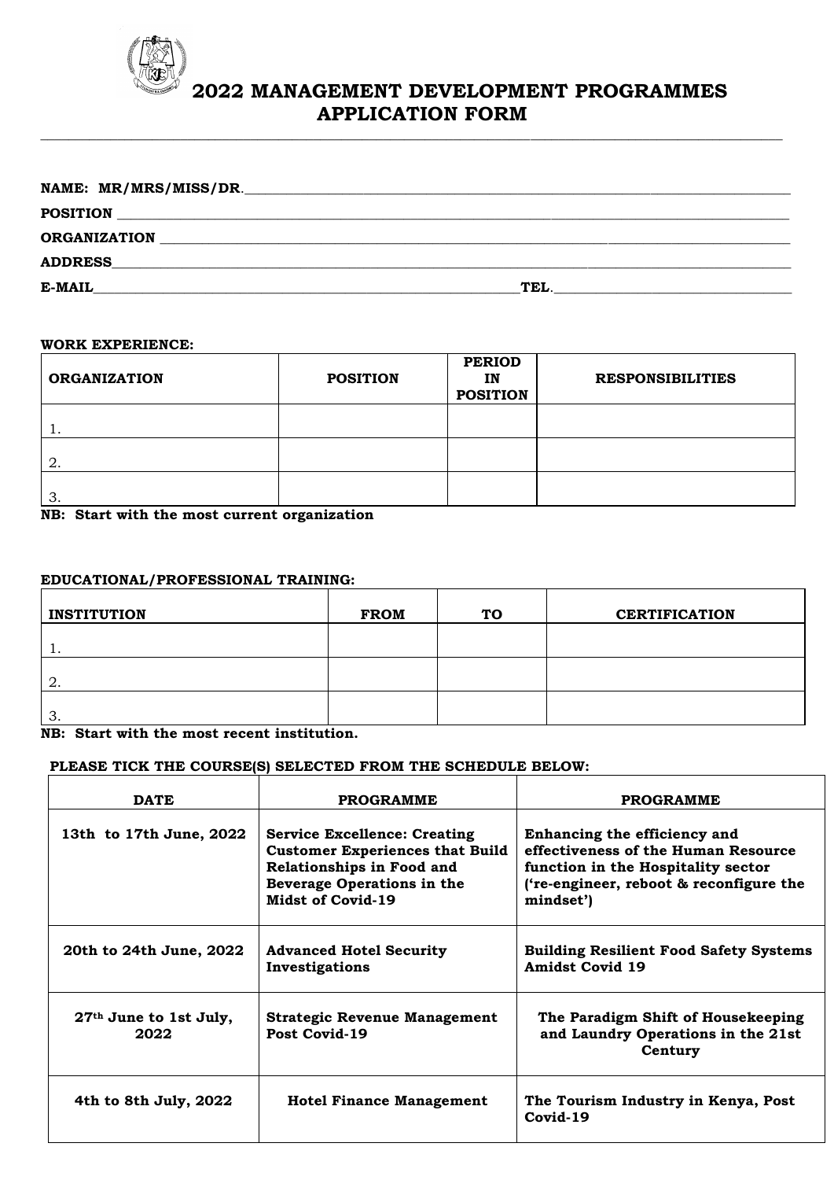# 2022 MANAGEMENT DEVELOPMENT PROGRAMMES APPLICATION FORM

**NAME: MR/MRS/MISS/DR.**\_\_\_\_\_\_\_\_\_\_\_\_\_\_\_\_\_\_\_\_\_\_\_\_\_\_\_\_\_\_\_\_\_\_\_\_\_\_\_\_

**POSITION** \_\_\_\_\_\_\_\_\_\_\_\_\_\_\_\_\_\_\_\_\_\_\_\_\_\_\_\_\_\_\_\_\_\_\_\_\_\_\_\_

**ORGANIZATION** \_\_\_\_\_\_\_\_\_\_\_\_\_\_\_\_\_\_\_\_\_\_\_\_\_\_\_\_\_\_\_\_\_\_\_\_\_\_\_\_

**ADDRESS**\_\_\_\_\_\_\_\_\_\_\_\_\_\_\_\_\_\_\_\_\_\_\_\_\_\_\_\_\_\_\_\_\_\_\_\_\_\_\_\_

**E-MAIL**\_\_\_\_\_\_\_\_\_\_\_\_\_\_\_\_\_\_\_\_\_\_\_\_\_\_\_\_ **TEL.**\_\_\_\_\_\_\_\_\_\_\_\_\_\_\_\_\_\_\_\_

**WORK EXPERIENCE:**

| ORGANIZATION | POSITION | PERIOD IN POSITION | RESPONSIBILITIES |
|---|---|---|---|
| 1. | | | |
| 2. | | | |
| 3. | | | |

**NB: Start with the most current organization**

**EDUCATIONAL/PROFESSIONAL TRAINING:**

| INSTITUTION | FROM | TO | CERTIFICATION |
|---|---|---|---|
| 1. | | | |
| 2. | | | |
| 3. | | | |

**NB: Start with the most recent institution.**

**PLEASE TICK THE COURSE(S) SELECTED FROM THE SCHEDULE BELOW:**

| DATE | PROGRAMME | PROGRAMME |
|---|---|---|
| 13th to 17th June, 2022 | Service Excellence: Creating Customer Experiences that Build Relationships in Food and Beverage Operations in the Midst of Covid-19 | Enhancing the efficiency and effectiveness of the Human Resource function in the Hospitality sector ('re-engineer, reboot & reconfigure the mindset') |
| 20th to 24th June, 2022 | Advanced Hotel Security Investigations | Building Resilient Food Safety Systems Amidst Covid 19 |
| 27th June to 1st July, 2022 | Strategic Revenue Management Post Covid-19 | The Paradigm Shift of Housekeeping and Laundry Operations in the 21st Century |
| 4th to 8th July, 2022 | Hotel Finance Management | The Tourism Industry in Kenya, Post Covid-19 |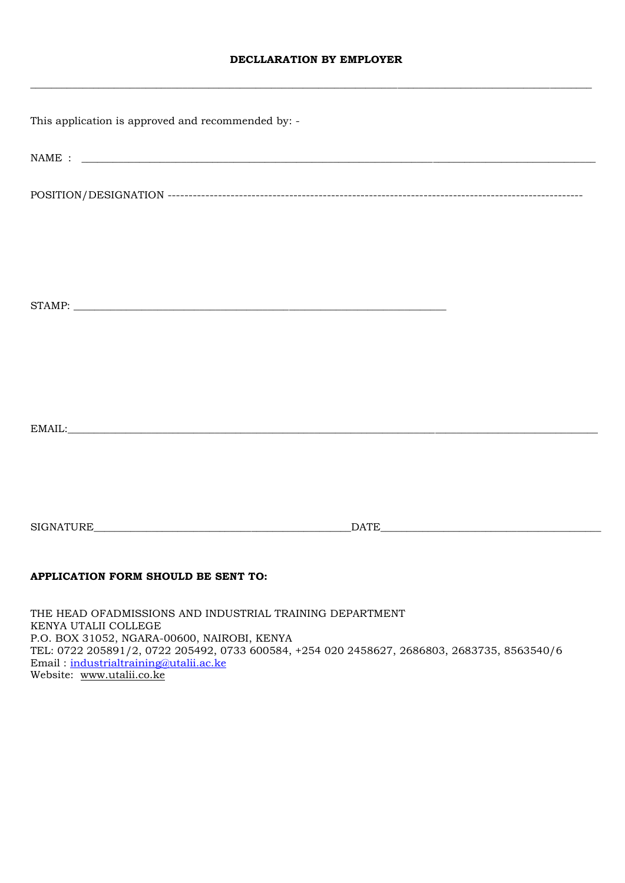**DECLLARATION BY EMPLOYER**

---

This application is approved and recommended by: -

NAME : \_\_\_\_\_\_\_\_\_\_\_\_\_\_\_\_\_\_\_\_\_\_\_\_\_\_\_\_\_\_\_\_\_\_\_\_\_\_\_\_\_\_\_\_\_\_\_\_\_\_\_\_\_\_\_\_\_\_\_\_\_\_\_\_\_\_\_\_\_\_\_\_\_\_\_\_\_\_\_\_\_\_

POSITION/DESIGNATION ---------------------------------------------------------------------------------------------------

STAMP: \_\_\_\_\_\_\_\_\_\_\_\_\_\_\_\_\_\_\_\_\_\_\_\_\_\_\_\_\_\_\_\_\_\_\_\_\_\_\_\_\_\_\_\_\_\_\_\_\_\_\_\_\_\_\_\_\_\_\_\_\_\_\_\_

EMAIL:\_\_\_\_\_\_\_\_\_\_\_\_\_\_\_\_\_\_\_\_\_\_\_\_\_\_\_\_\_\_\_\_\_\_\_\_\_\_\_\_\_\_\_\_\_\_\_\_\_\_\_\_\_\_\_\_\_\_\_\_\_\_\_\_\_\_\_\_\_\_\_\_\_\_\_\_\_\_\_\_\_\_\_\_\_\_

SIGNATURE\_\_\_\_\_\_\_\_\_\_\_\_\_\_\_\_\_\_\_\_\_\_\_\_\_\_\_\_\_\_\_\_\_\_\_\_\_\_\_\_\_\_\_\_\_\_\_\_\_DATE\_\_\_\_\_\_\_\_\_\_\_\_\_\_\_\_\_\_\_\_\_\_\_\_\_\_\_\_\_\_\_\_\_\_\_\_\_\_\_\_\_\_\_

**APPLICATION FORM SHOULD BE SENT TO:**

THE HEAD OFADMISSIONS AND INDUSTRIAL TRAINING DEPARTMENT
KENYA UTALII COLLEGE
P.O. BOX 31052, NGARA-00600, NAIROBI, KENYA
TEL: 0722 205891/2, 0722 205492, 0733 600584, +254 020 2458627, 2686803, 2683735, 8563540/6
Email : industrialtraining@utalii.ac.ke
Website: www.utalii.co.ke